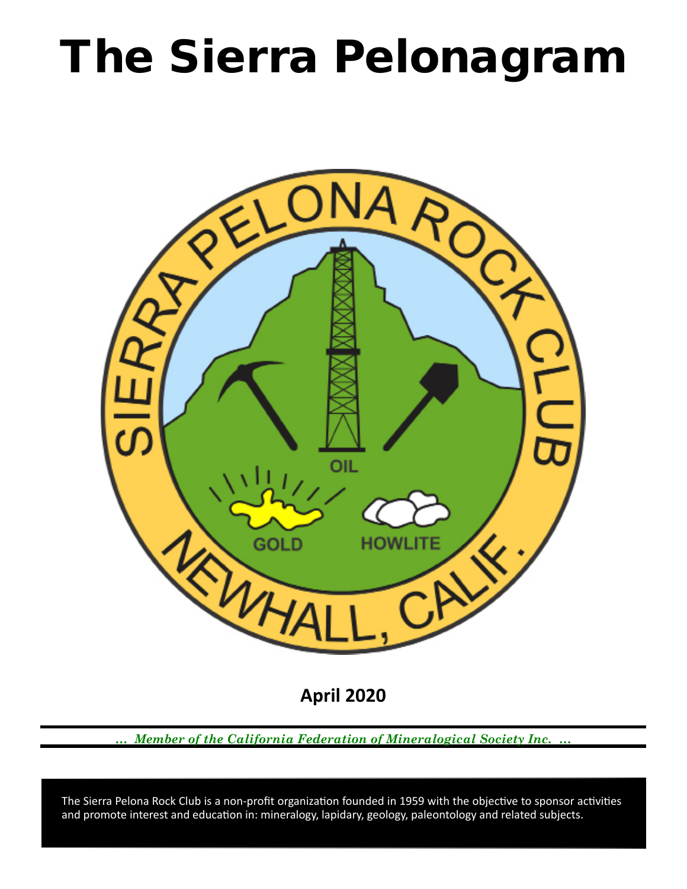# The Sierra Pelonagram

**April 2020**

*... Member of the California Federation of Mineralogical Society Inc. ...*

The Sierra Pelona Rock Club is a non-profit organization founded in 1959 with the objective to sponsor activities and promote interest and education in: mineralogy, lapidary, geology, paleontology and related subjects.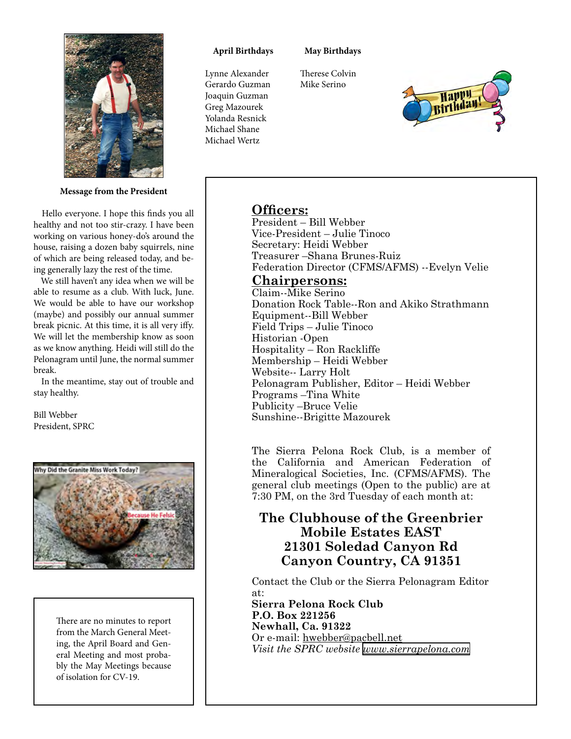**April Birthdays**

Lynne Alexander
Gerardo Guzman
Joaquin Guzman
Greg Mazourek
Yolanda Resnick
Michael Shane
Michael Wertz

**May Birthdays**

Therese Colvin
Mike Serino

**Message from the President**

Hello everyone. I hope this finds you all healthy and not too stir-crazy. I have been working on various honey-do's around the house, raising a dozen baby squirrels, nine of which are being released today, and being generally lazy the rest of the time.

We still haven't any idea when we will be able to resume as a club. With luck, June. We would be able to have our workshop (maybe) and possibly our annual summer break picnic. At this time, it is all very iffy. We will let the membership know as soon as we know anything. Heidi will still do the Pelonagram until June, the normal summer break.

In the meantime, stay out of trouble and stay healthy.

Bill Webber
President, SPRC

Why Did the Granite Miss Work Today?

Because He Felsic

There are no minutes to report from the March General Meeting, the April Board and General Meeting and most probably the May Meetings because of isolation for CV-19.

## Officers:

President – Bill Webber
Vice-President – Julie Tinoco
Secretary: Heidi Webber
Treasurer –Shana Brunes-Ruiz
Federation Director (CFMS/AFMS) --Evelyn Velie

## Chairpersons:

Claim--Mike Serino
Donation Rock Table--Ron and Akiko Strathmann
Equipment--Bill Webber
Field Trips – Julie Tinoco
Historian -Open
Hospitality – Ron Rackliffe
Membership – Heidi Webber
Website-- Larry Holt
Pelonagram Publisher, Editor – Heidi Webber
Programs –Tina White
Publicity –Bruce Velie
Sunshine--Brigitte Mazourek

The Sierra Pelona Rock Club, is a member of the California and American Federation of Mineralogical Societies, Inc. (CFMS/AFMS). The general club meetings (Open to the public) are at 7:30 PM, on the 3rd Tuesday of each month at:

**The Clubhouse of the Greenbrier Mobile Estates EAST**
**21301 Soledad Canyon Rd**
**Canyon Country, CA 91351**

Contact the Club or the Sierra Pelonagram Editor at:
**Sierra Pelona Rock Club**
**P.O. Box 221256**
**Newhall, Ca. 91322**
Or e-mail: hwebber@pacbell.net
*Visit the SPRC website www.sierrapelona.com*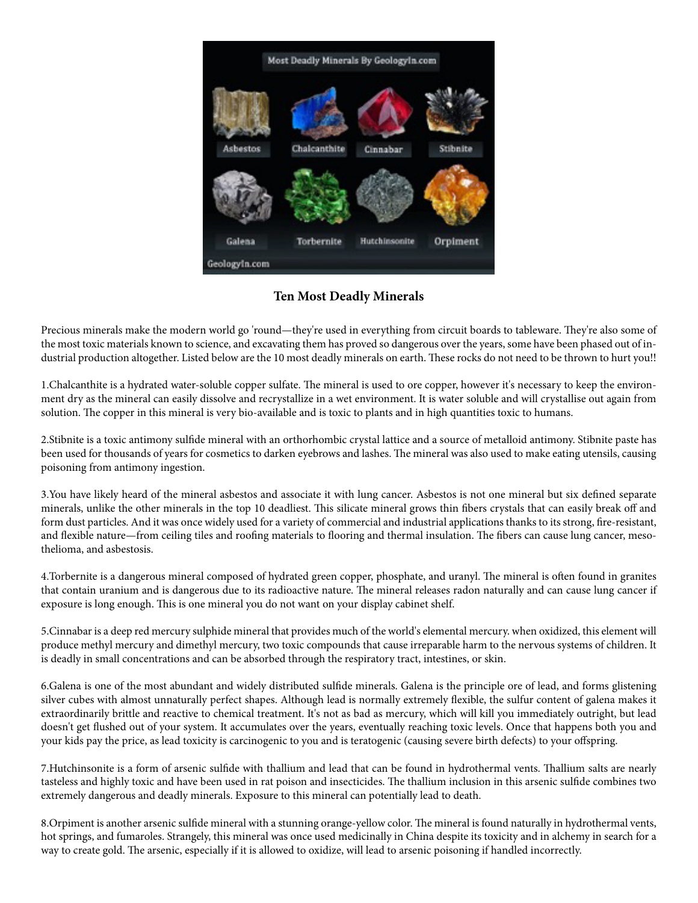## Ten Most Deadly Minerals

Precious minerals make the modern world go 'round—they're used in everything from circuit boards to tableware. They're also some of the most toxic materials known to science, and excavating them has proved so dangerous over the years, some have been phased out of industrial production altogether. Listed below are the 10 most deadly minerals on earth. These rocks do not need to be thrown to hurt you!!

1.Chalcanthite is a hydrated water-soluble copper sulfate. The mineral is used to ore copper, however it's necessary to keep the environment dry as the mineral can easily dissolve and recrystallize in a wet environment. It is water soluble and will crystallise out again from solution. The copper in this mineral is very bio-available and is toxic to plants and in high quantities toxic to humans.

2.Stibnite is a toxic antimony sulfide mineral with an orthorhombic crystal lattice and a source of metalloid antimony. Stibnite paste has been used for thousands of years for cosmetics to darken eyebrows and lashes. The mineral was also used to make eating utensils, causing poisoning from antimony ingestion.

3.You have likely heard of the mineral asbestos and associate it with lung cancer. Asbestos is not one mineral but six defined separate minerals, unlike the other minerals in the top 10 deadliest. This silicate mineral grows thin fibers crystals that can easily break off and form dust particles. And it was once widely used for a variety of commercial and industrial applications thanks to its strong, fire-resistant, and flexible nature—from ceiling tiles and roofing materials to flooring and thermal insulation. The fibers can cause lung cancer, mesothelioma, and asbestosis.

4.Torbernite is a dangerous mineral composed of hydrated green copper, phosphate, and uranyl. The mineral is often found in granites that contain uranium and is dangerous due to its radioactive nature. The mineral releases radon naturally and can cause lung cancer if exposure is long enough. This is one mineral you do not want on your display cabinet shelf.

5.Cinnabar is a deep red mercury sulphide mineral that provides much of the world's elemental mercury. when oxidized, this element will produce methyl mercury and dimethyl mercury, two toxic compounds that cause irreparable harm to the nervous systems of children. It is deadly in small concentrations and can be absorbed through the respiratory tract, intestines, or skin.

6.Galena is one of the most abundant and widely distributed sulfide minerals. Galena is the principle ore of lead, and forms glistening silver cubes with almost unnaturally perfect shapes. Although lead is normally extremely flexible, the sulfur content of galena makes it extraordinarily brittle and reactive to chemical treatment. It's not as bad as mercury, which will kill you immediately outright, but lead doesn't get flushed out of your system. It accumulates over the years, eventually reaching toxic levels. Once that happens both you and your kids pay the price, as lead toxicity is carcinogenic to you and is teratogenic (causing severe birth defects) to your offspring.

7.Hutchinsonite is a form of arsenic sulfide with thallium and lead that can be found in hydrothermal vents. Thallium salts are nearly tasteless and highly toxic and have been used in rat poison and insecticides. The thallium inclusion in this arsenic sulfide combines two extremely dangerous and deadly minerals. Exposure to this mineral can potentially lead to death.

8.Orpiment is another arsenic sulfide mineral with a stunning orange-yellow color. The mineral is found naturally in hydrothermal vents, hot springs, and fumaroles. Strangely, this mineral was once used medicinally in China despite its toxicity and in alchemy in search for a way to create gold. The arsenic, especially if it is allowed to oxidize, will lead to arsenic poisoning if handled incorrectly.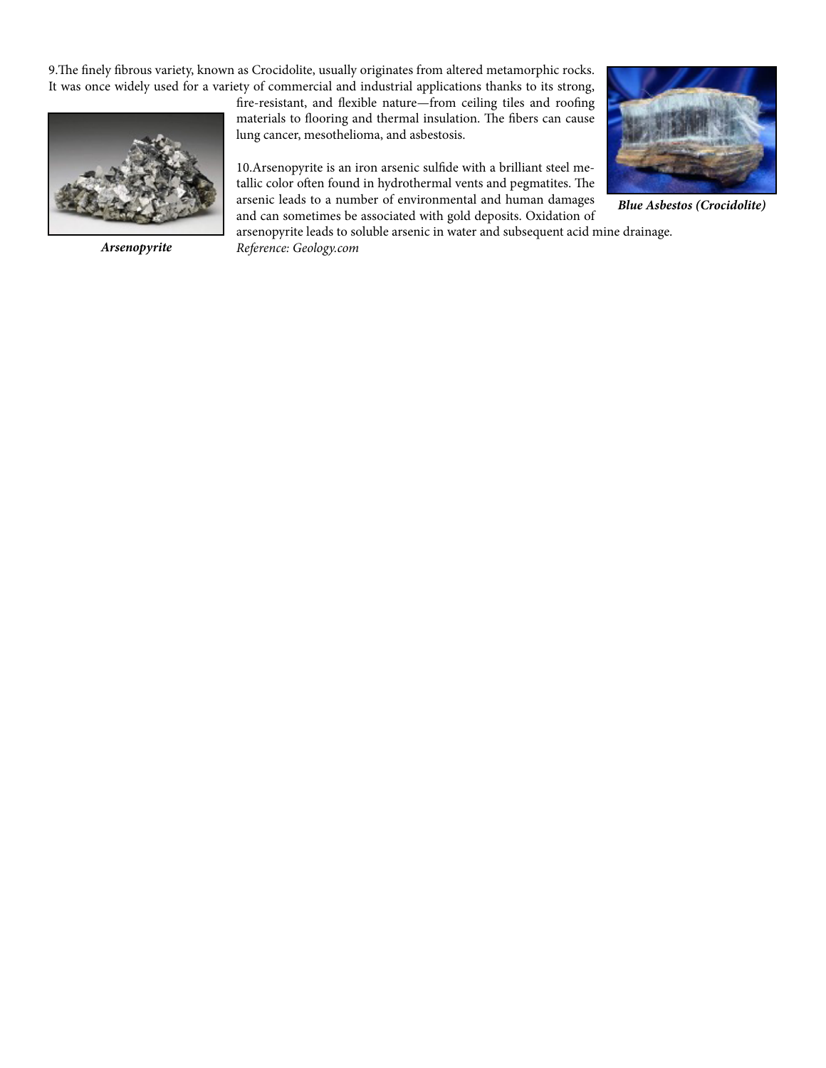9.The finely fibrous variety, known as Crocidolite, usually originates from altered metamorphic rocks. It was once widely used for a variety of commercial and industrial applications thanks to its strong, fire-resistant, and flexible nature—from ceiling tiles and roofing materials to flooring and thermal insulation. The fibers can cause lung cancer, mesothelioma, and asbestosis.

***Blue Asbestos (Crocidolite)***

10.Arsenopyrite is an iron arsenic sulfide with a brilliant steel metallic color often found in hydrothermal vents and pegmatites. The arsenic leads to a number of environmental and human damages and can sometimes be associated with gold deposits. Oxidation of arsenopyrite leads to soluble arsenic in water and subsequent acid mine drainage.

***Arsenopyrite***

*Reference: Geology.com*